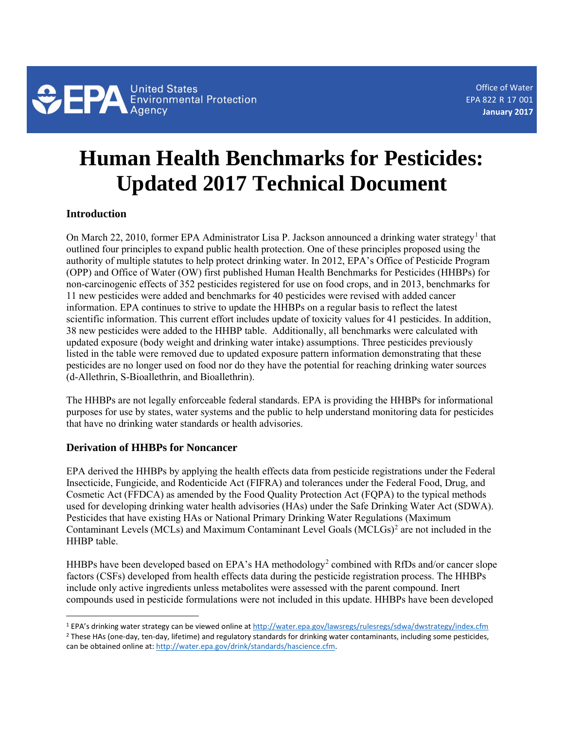United States Environmental Protection Agency

Office of Water
EPA 822 R 17 001
**January 2017**

# Human Health Benchmarks for Pesticides: Updated 2017 Technical Document

## Introduction

On March 22, 2010, former EPA Administrator Lisa P. Jackson announced a drinking water strategy[1] that outlined four principles to expand public health protection. One of these principles proposed using the authority of multiple statutes to help protect drinking water. In 2012, EPA's Office of Pesticide Program (OPP) and Office of Water (OW) first published Human Health Benchmarks for Pesticides (HHBPs) for non-carcinogenic effects of 352 pesticides registered for use on food crops, and in 2013, benchmarks for 11 new pesticides were added and benchmarks for 40 pesticides were revised with added cancer information. EPA continues to strive to update the HHBPs on a regular basis to reflect the latest scientific information. This current effort includes update of toxicity values for 41 pesticides. In addition, 38 new pesticides were added to the HHBP table. Additionally, all benchmarks were calculated with updated exposure (body weight and drinking water intake) assumptions. Three pesticides previously listed in the table were removed due to updated exposure pattern information demonstrating that these pesticides are no longer used on food nor do they have the potential for reaching drinking water sources (d-Allethrin, S-Bioallethrin, and Bioallethrin).

The HHBPs are not legally enforceable federal standards. EPA is providing the HHBPs for informational purposes for use by states, water systems and the public to help understand monitoring data for pesticides that have no drinking water standards or health advisories.

## Derivation of HHBPs for Noncancer

EPA derived the HHBPs by applying the health effects data from pesticide registrations under the Federal Insecticide, Fungicide, and Rodenticide Act (FIFRA) and tolerances under the Federal Food, Drug, and Cosmetic Act (FFDCA) as amended by the Food Quality Protection Act (FQPA) to the typical methods used for developing drinking water health advisories (HAs) under the Safe Drinking Water Act (SDWA). Pesticides that have existing HAs or National Primary Drinking Water Regulations (Maximum Contaminant Levels (MCLs) and Maximum Contaminant Level Goals (MCLGs)[2] are not included in the HHBP table.

HHBPs have been developed based on EPA's HA methodology[2] combined with RfDs and/or cancer slope factors (CSFs) developed from health effects data during the pesticide registration process. The HHBPs include only active ingredients unless metabolites were assessed with the parent compound. Inert compounds used in pesticide formulations were not included in this update. HHBPs have been developed

[1] EPA's drinking water strategy can be viewed online at http://water.epa.gov/lawsregs/rulesregs/sdwa/dwstrategy/index.cfm

[2] These HAs (one-day, ten-day, lifetime) and regulatory standards for drinking water contaminants, including some pesticides, can be obtained online at: http://water.epa.gov/drink/standards/hascience.cfm.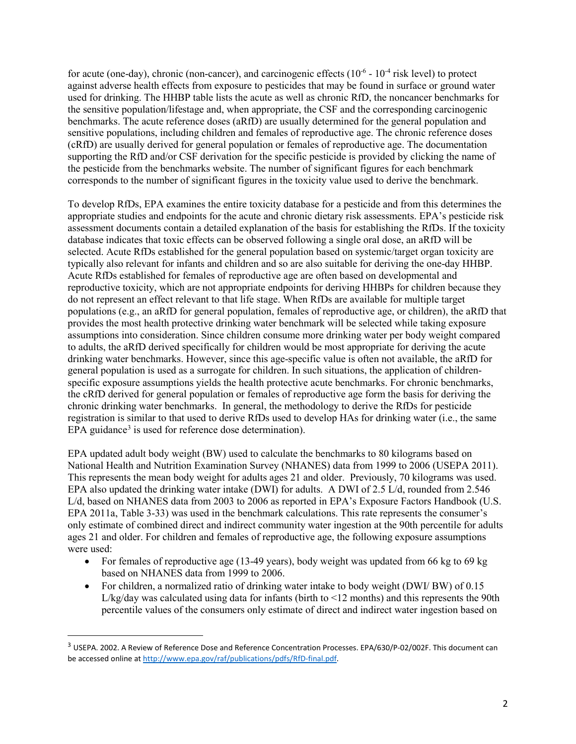for acute (one-day), chronic (non-cancer), and carcinogenic effects ($10^{-6}$ - $10^{-4}$ risk level) to protect against adverse health effects from exposure to pesticides that may be found in surface or ground water used for drinking. The HHBP table lists the acute as well as chronic RfD, the noncancer benchmarks for the sensitive population/lifestage and, when appropriate, the CSF and the corresponding carcinogenic benchmarks. The acute reference doses (aRfD) are usually determined for the general population and sensitive populations, including children and females of reproductive age. The chronic reference doses (cRfD) are usually derived for general population or females of reproductive age. The documentation supporting the RfD and/or CSF derivation for the specific pesticide is provided by clicking the name of the pesticide from the benchmarks website. The number of significant figures for each benchmark corresponds to the number of significant figures in the toxicity value used to derive the benchmark.

To develop RfDs, EPA examines the entire toxicity database for a pesticide and from this determines the appropriate studies and endpoints for the acute and chronic dietary risk assessments. EPA's pesticide risk assessment documents contain a detailed explanation of the basis for establishing the RfDs. If the toxicity database indicates that toxic effects can be observed following a single oral dose, an aRfD will be selected. Acute RfDs established for the general population based on systemic/target organ toxicity are typically also relevant for infants and children and so are also suitable for deriving the one-day HHBP. Acute RfDs established for females of reproductive age are often based on developmental and reproductive toxicity, which are not appropriate endpoints for deriving HHBPs for children because they do not represent an effect relevant to that life stage. When RfDs are available for multiple target populations (e.g., an aRfD for general population, females of reproductive age, or children), the aRfD that provides the most health protective drinking water benchmark will be selected while taking exposure assumptions into consideration. Since children consume more drinking water per body weight compared to adults, the aRfD derived specifically for children would be most appropriate for deriving the acute drinking water benchmarks. However, since this age-specific value is often not available, the aRfD for general population is used as a surrogate for children. In such situations, the application of children-specific exposure assumptions yields the health protective acute benchmarks. For chronic benchmarks, the cRfD derived for general population or females of reproductive age form the basis for deriving the chronic drinking water benchmarks. In general, the methodology to derive the RfDs for pesticide registration is similar to that used to derive RfDs used to develop HAs for drinking water (i.e., the same EPA guidance[3] is used for reference dose determination).

EPA updated adult body weight (BW) used to calculate the benchmarks to 80 kilograms based on National Health and Nutrition Examination Survey (NHANES) data from 1999 to 2006 (USEPA 2011). This represents the mean body weight for adults ages 21 and older. Previously, 70 kilograms was used. EPA also updated the drinking water intake (DWI) for adults. A DWI of 2.5 L/d, rounded from 2.546 L/d, based on NHANES data from 2003 to 2006 as reported in EPA's Exposure Factors Handbook (U.S. EPA 2011a, Table 3-33) was used in the benchmark calculations. This rate represents the consumer's only estimate of combined direct and indirect community water ingestion at the 90th percentile for adults ages 21 and older. For children and females of reproductive age, the following exposure assumptions were used:

- For females of reproductive age (13-49 years), body weight was updated from 66 kg to 69 kg based on NHANES data from 1999 to 2006.
- For children, a normalized ratio of drinking water intake to body weight (DWI/ BW) of 0.15 L/kg/day was calculated using data for infants (birth to <12 months) and this represents the 90th percentile values of the consumers only estimate of direct and indirect water ingestion based on

[3] USEPA. 2002. A Review of Reference Dose and Reference Concentration Processes. EPA/630/P-02/002F. This document can be accessed online at http://www.epa.gov/raf/publications/pdfs/RfD-final.pdf.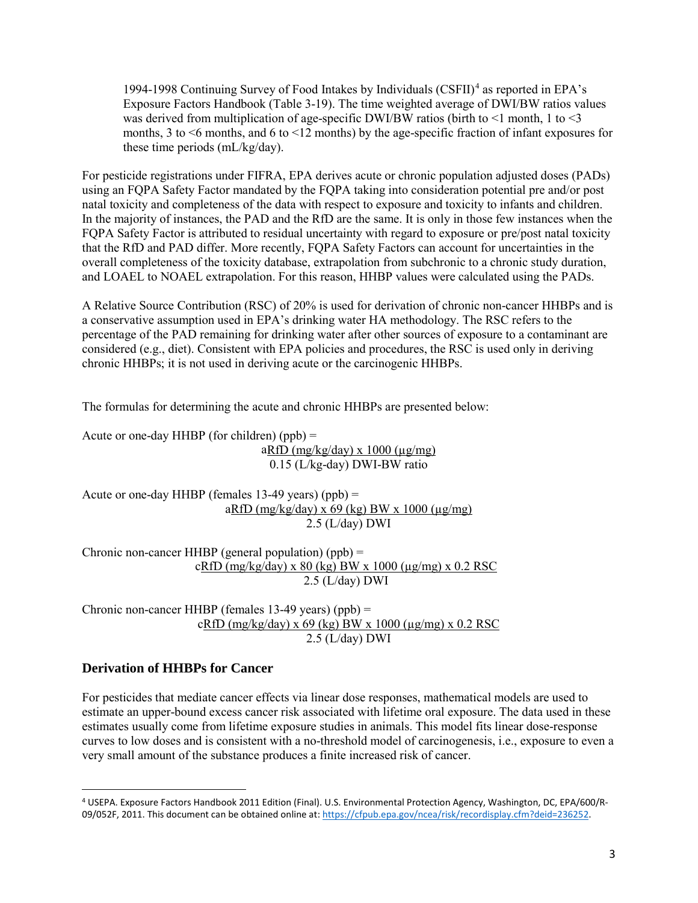1994-1998 Continuing Survey of Food Intakes by Individuals (CSFII)[4] as reported in EPA's Exposure Factors Handbook (Table 3-19). The time weighted average of DWI/BW ratios values was derived from multiplication of age-specific DWI/BW ratios (birth to <1 month, 1 to <3 months, 3 to <6 months, and 6 to <12 months) by the age-specific fraction of infant exposures for these time periods (mL/kg/day).

For pesticide registrations under FIFRA, EPA derives acute or chronic population adjusted doses (PADs) using an FQPA Safety Factor mandated by the FQPA taking into consideration potential pre and/or post natal toxicity and completeness of the data with respect to exposure and toxicity to infants and children. In the majority of instances, the PAD and the RfD are the same. It is only in those few instances when the FQPA Safety Factor is attributed to residual uncertainty with regard to exposure or pre/post natal toxicity that the RfD and PAD differ. More recently, FQPA Safety Factors can account for uncertainties in the overall completeness of the toxicity database, extrapolation from subchronic to a chronic study duration, and LOAEL to NOAEL extrapolation. For this reason, HHBP values were calculated using the PADs.

A Relative Source Contribution (RSC) of 20% is used for derivation of chronic non-cancer HHBPs and is a conservative assumption used in EPA's drinking water HA methodology. The RSC refers to the percentage of the PAD remaining for drinking water after other sources of exposure to a contaminant are considered (e.g., diet). Consistent with EPA policies and procedures, the RSC is used only in deriving chronic HHBPs; it is not used in deriving acute or the carcinogenic HHBPs.

The formulas for determining the acute and chronic HHBPs are presented below:

Acute or one-day HHBP (for children) (ppb) =

$$\frac{\text{aRfD (mg/kg/day)} \times 1000\ (\mu\text{g/mg})}{0.15\ \text{(L/kg-day) DWI-BW ratio}}$$

Acute or one-day HHBP (females 13-49 years) (ppb) =

$$\frac{\text{aRfD (mg/kg/day)} \times 69\ \text{(kg) BW} \times 1000\ (\mu\text{g/mg})}{2.5\ \text{(L/day) DWI}}$$

Chronic non-cancer HHBP (general population) (ppb) =

$$\frac{\text{cRfD (mg/kg/day)} \times 80\ \text{(kg) BW} \times 1000\ (\mu\text{g/mg}) \times 0.2\ \text{RSC}}{2.5\ \text{(L/day) DWI}}$$

Chronic non-cancer HHBP (females 13-49 years) (ppb) =

$$\frac{\text{cRfD (mg/kg/day)} \times 69\ \text{(kg) BW} \times 1000\ (\mu\text{g/mg}) \times 0.2\ \text{RSC}}{2.5\ \text{(L/day) DWI}}$$

## Derivation of HHBPs for Cancer

For pesticides that mediate cancer effects via linear dose responses, mathematical models are used to estimate an upper-bound excess cancer risk associated with lifetime oral exposure. The data used in these estimates usually come from lifetime exposure studies in animals. This model fits linear dose-response curves to low doses and is consistent with a no-threshold model of carcinogenesis, i.e., exposure to even a very small amount of the substance produces a finite increased risk of cancer.

---

[4] USEPA. Exposure Factors Handbook 2011 Edition (Final). U.S. Environmental Protection Agency, Washington, DC, EPA/600/R-09/052F, 2011. This document can be obtained online at: https://cfpub.epa.gov/ncea/risk/recordisplay.cfm?deid=236252.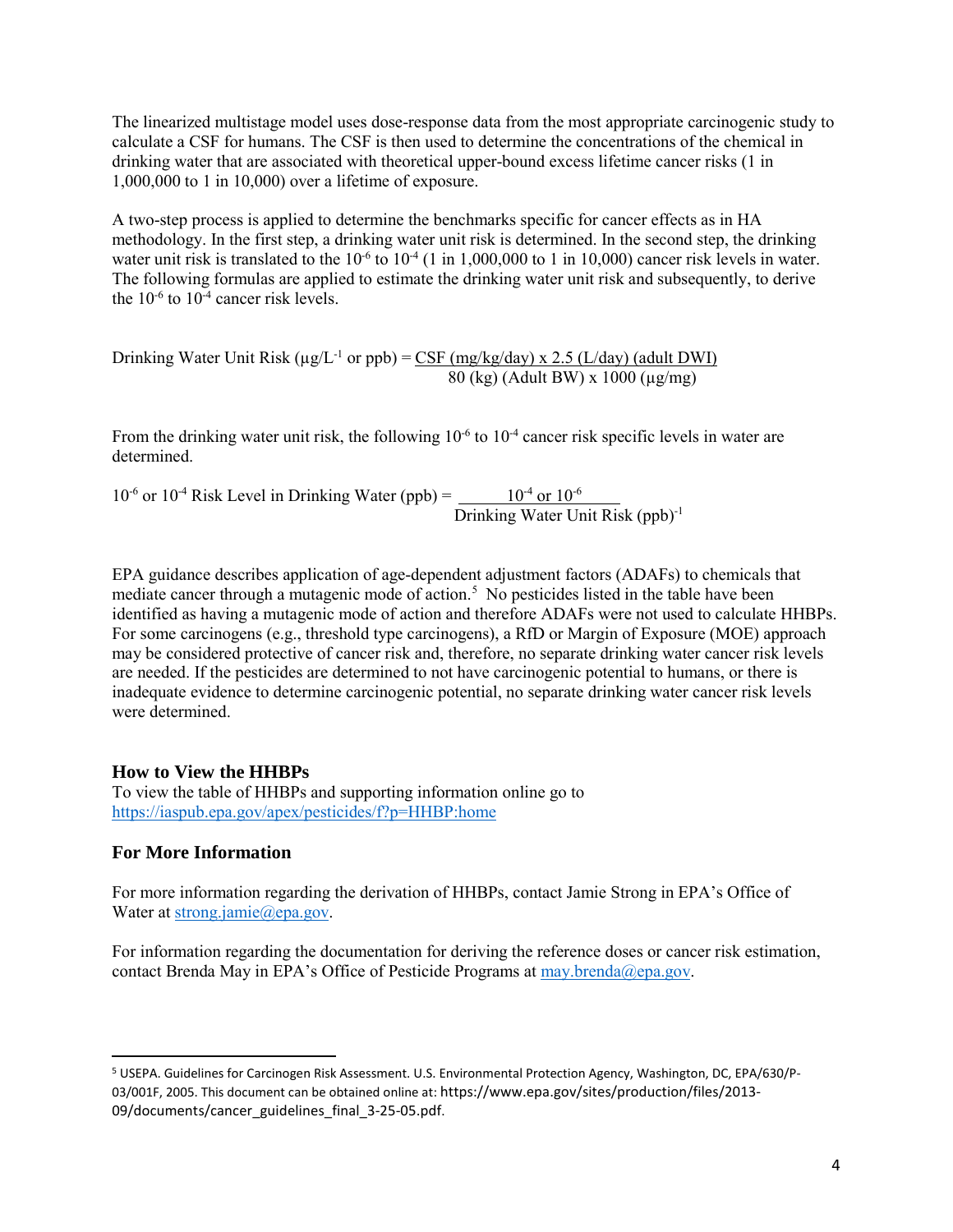The linearized multistage model uses dose-response data from the most appropriate carcinogenic study to calculate a CSF for humans. The CSF is then used to determine the concentrations of the chemical in drinking water that are associated with theoretical upper-bound excess lifetime cancer risks (1 in 1,000,000 to 1 in 10,000) over a lifetime of exposure.

A two-step process is applied to determine the benchmarks specific for cancer effects as in HA methodology. In the first step, a drinking water unit risk is determined. In the second step, the drinking water unit risk is translated to the $10^{-6}$ to $10^{-4}$ (1 in 1,000,000 to 1 in 10,000) cancer risk levels in water. The following formulas are applied to estimate the drinking water unit risk and subsequently, to derive the $10^{-6}$ to $10^{-4}$ cancer risk levels.

$$\text{Drinking Water Unit Risk } (\mu g/L^{-1} \text{ or ppb}) = \frac{\text{CSF (mg/kg/day) x 2.5 (L/day) (adult DWI)}}{\text{80 (kg) (Adult BW) x 1000 } (\mu g/mg)}$$

From the drinking water unit risk, the following $10^{-6}$ to $10^{-4}$ cancer risk specific levels in water are determined.

$$10^{-6} \text{ or } 10^{-4} \text{ Risk Level in Drinking Water (ppb)} = \frac{10^{-4} \text{ or } 10^{-6}}{\text{Drinking Water Unit Risk (ppb)}^{-1}}$$

EPA guidance describes application of age-dependent adjustment factors (ADAFs) to chemicals that mediate cancer through a mutagenic mode of action.[5] No pesticides listed in the table have been identified as having a mutagenic mode of action and therefore ADAFs were not used to calculate HHBPs. For some carcinogens (e.g., threshold type carcinogens), a RfD or Margin of Exposure (MOE) approach may be considered protective of cancer risk and, therefore, no separate drinking water cancer risk levels are needed. If the pesticides are determined to not have carcinogenic potential to humans, or there is inadequate evidence to determine carcinogenic potential, no separate drinking water cancer risk levels were determined.

## How to View the HHBPs

To view the table of HHBPs and supporting information online go to https://iaspub.epa.gov/apex/pesticides/f?p=HHBP:home

## For More Information

For more information regarding the derivation of HHBPs, contact Jamie Strong in EPA's Office of Water at strong.jamie@epa.gov.

For information regarding the documentation for deriving the reference doses or cancer risk estimation, contact Brenda May in EPA's Office of Pesticide Programs at may.brenda@epa.gov.

---

[5] USEPA. Guidelines for Carcinogen Risk Assessment. U.S. Environmental Protection Agency, Washington, DC, EPA/630/P-03/001F, 2005. This document can be obtained online at: https://www.epa.gov/sites/production/files/2013-09/documents/cancer_guidelines_final_3-25-05.pdf.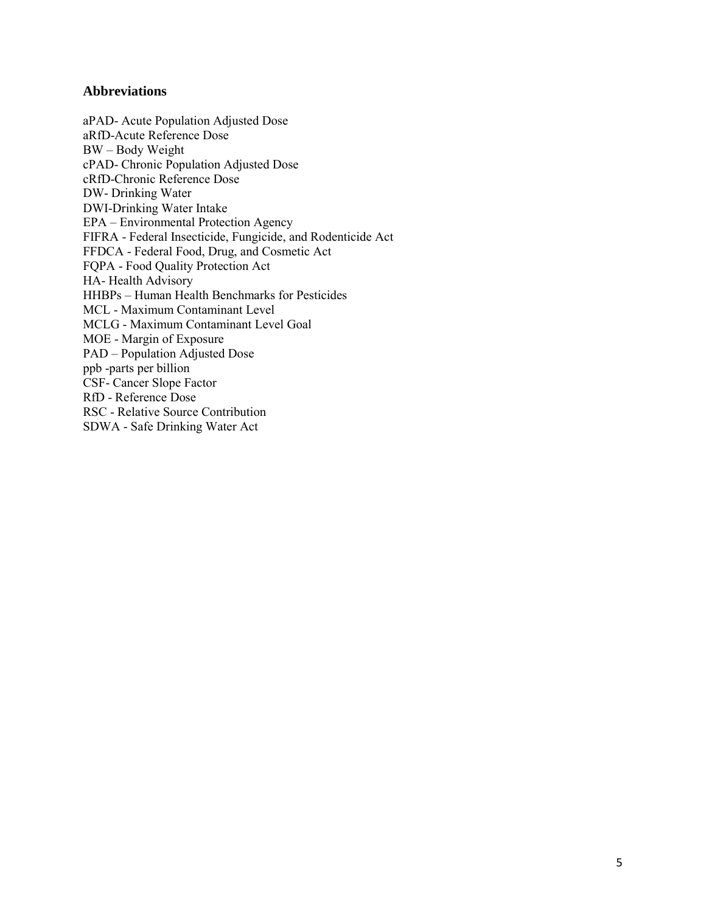## Abbreviations

aPAD- Acute Population Adjusted Dose  
aRfD-Acute Reference Dose  
BW – Body Weight  
cPAD- Chronic Population Adjusted Dose  
cRfD-Chronic Reference Dose  
DW- Drinking Water  
DWI-Drinking Water Intake  
EPA – Environmental Protection Agency  
FIFRA - Federal Insecticide, Fungicide, and Rodenticide Act  
FFDCA - Federal Food, Drug, and Cosmetic Act  
FQPA - Food Quality Protection Act  
HA- Health Advisory  
HHBPs – Human Health Benchmarks for Pesticides  
MCL - Maximum Contaminant Level  
MCLG - Maximum Contaminant Level Goal  
MOE - Margin of Exposure  
PAD – Population Adjusted Dose  
ppb -parts per billion  
CSF- Cancer Slope Factor  
RfD - Reference Dose  
RSC - Relative Source Contribution  
SDWA - Safe Drinking Water Act